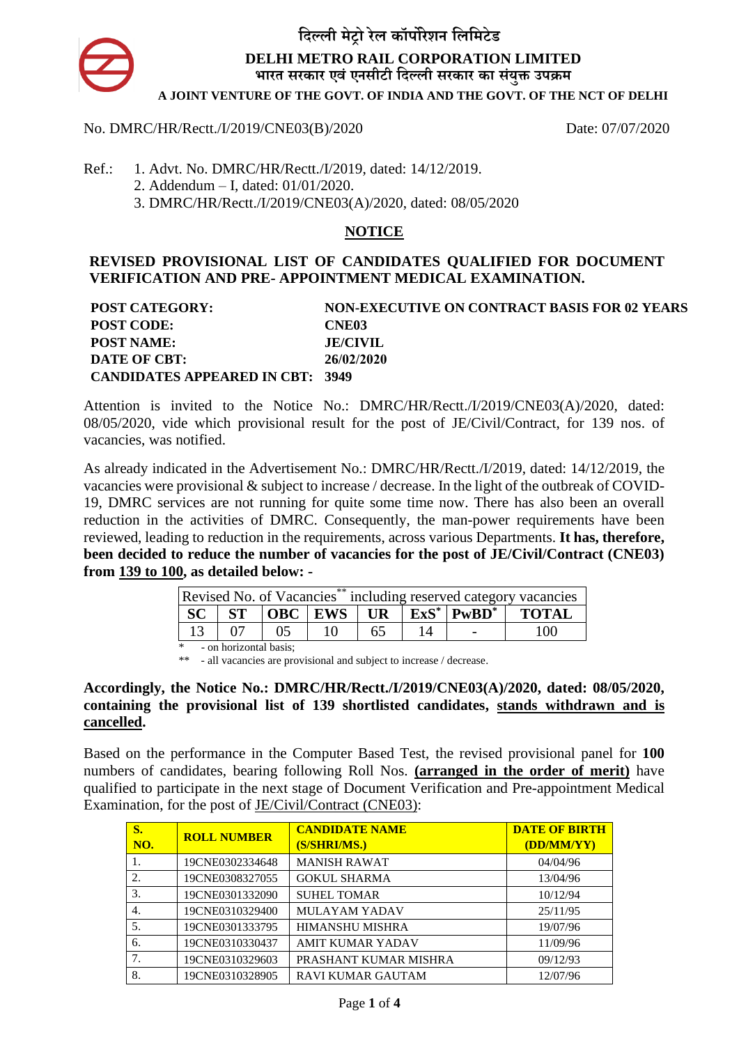# दिल्ली मेट्रो रेल कॉर्पोरेशन लिमिटेड

# DELHI METRO RAIL CORPORATION LIMITED

भारत सरकार एवं एनसीटी दिल्ली सरकार का संयुक्त उपक्रम

**A JOINT VENTURE OF THE GOVT. OF INDIA AND THE GOVT. OF THE NCT OF DELHI**

No. DMRC/HR/Rectt./I/2019/CNE03(B)/2020 Date: 07/07/2020

Ref.:
1. Advt. No. DMRC/HR/Rectt./I/2019, dated: 14/12/2019.
2. Addendum – I, dated: 01/01/2020.
3. DMRC/HR/Rectt./I/2019/CNE03(A)/2020, dated: 08/05/2020

## NOTICE

### REVISED PROVISIONAL LIST OF CANDIDATES QUALIFIED FOR DOCUMENT VERIFICATION AND PRE- APPOINTMENT MEDICAL EXAMINATION.

| | |
|---|---|
| **POST CATEGORY:** | **NON-EXECUTIVE ON CONTRACT BASIS FOR 02 YEARS** |
| **POST CODE:** | **CNE03** |
| **POST NAME:** | **JE/CIVIL** |
| **DATE OF CBT:** | **26/02/2020** |
| **CANDIDATES APPEARED IN CBT:** | **3949** |

Attention is invited to the Notice No.: DMRC/HR/Rectt./I/2019/CNE03(A)/2020, dated: 08/05/2020, vide which provisional result for the post of JE/Civil/Contract, for 139 nos. of vacancies, was notified.

As already indicated in the Advertisement No.: DMRC/HR/Rectt./I/2019, dated: 14/12/2019, the vacancies were provisional & subject to increase / decrease. In the light of the outbreak of COVID-19, DMRC services are not running for quite some time now. There has also been an overall reduction in the activities of DMRC. Consequently, the man-power requirements have been reviewed, leading to reduction in the requirements, across various Departments. **It has, therefore, been decided to reduce the number of vacancies for the post of JE/Civil/Contract (CNE03) from 139 to 100, as detailed below: -**

| Revised No. of Vacancies** including reserved category vacancies | | | | | | | |
|---|---|---|---|---|---|---|---|
| **SC** | **ST** | **OBC** | **EWS** | **UR** | **ExS*** | **PwBD*** | **TOTAL** |
| 13 | 07 | 05 | 10 | 65 | 14 | - | 100 |

\* - on horizontal basis;

\** - all vacancies are provisional and subject to increase / decrease.

**Accordingly, the Notice No.: DMRC/HR/Rectt./I/2019/CNE03(A)/2020, dated: 08/05/2020, containing the provisional list of 139 shortlisted candidates, stands withdrawn and is cancelled.**

Based on the performance in the Computer Based Test, the revised provisional panel for **100** numbers of candidates, bearing following Roll Nos. **(arranged in the order of merit)** have qualified to participate in the next stage of Document Verification and Pre-appointment Medical Examination, for the post of JE/Civil/Contract (CNE03):

| S. NO. | ROLL NUMBER | CANDIDATE NAME (S/SHRI/MS.) | DATE OF BIRTH (DD/MM/YY) |
|---|---|---|---|
| 1. | 19CNE0302334648 | MANISH RAWAT | 04/04/96 |
| 2. | 19CNE0308327055 | GOKUL SHARMA | 13/04/96 |
| 3. | 19CNE0301332090 | SUHEL TOMAR | 10/12/94 |
| 4. | 19CNE0310329400 | MULAYAM YADAV | 25/11/95 |
| 5. | 19CNE0301333795 | HIMANSHU MISHRA | 19/07/96 |
| 6. | 19CNE0310330437 | AMIT KUMAR YADAV | 11/09/96 |
| 7. | 19CNE0310329603 | PRASHANT KUMAR MISHRA | 09/12/93 |
| 8. | 19CNE0310328905 | RAVI KUMAR GAUTAM | 12/07/96 |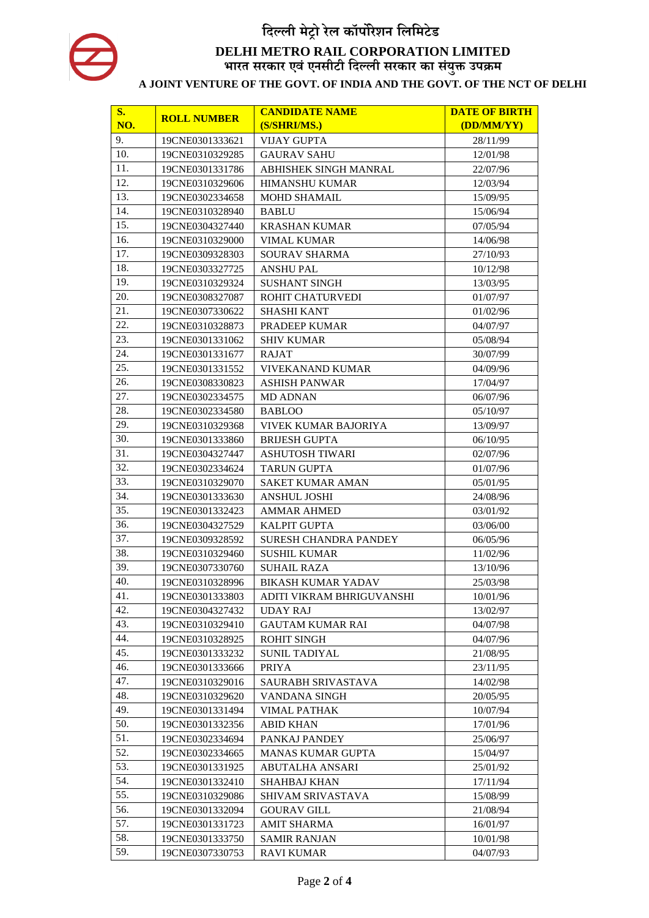# दिल्ली मेट्रो रेल कॉर्पोरेशन लिमिटेड

## DELHI METRO RAIL CORPORATION LIMITED

भारत सरकार एवं एनसीटी दिल्ली सरकार का संयुक्त उपक्रम

**A JOINT VENTURE OF THE GOVT. OF INDIA AND THE GOVT. OF THE NCT OF DELHI**

| S. NO. | ROLL NUMBER | CANDIDATE NAME (S/SHRI/MS.) | DATE OF BIRTH (DD/MM/YY) |
|---|---|---|---|
| 9. | 19CNE0301333621 | VIJAY GUPTA | 28/11/99 |
| 10. | 19CNE0310329285 | GAURAV SAHU | 12/01/98 |
| 11. | 19CNE0301331786 | ABHISHEK SINGH MANRAL | 22/07/96 |
| 12. | 19CNE0310329606 | HIMANSHU KUMAR | 12/03/94 |
| 13. | 19CNE0302334658 | MOHD SHAMAIL | 15/09/95 |
| 14. | 19CNE0310328940 | BABLU | 15/06/94 |
| 15. | 19CNE0304327440 | KRASHAN KUMAR | 07/05/94 |
| 16. | 19CNE0310329000 | VIMAL KUMAR | 14/06/98 |
| 17. | 19CNE0309328303 | SOURAV SHARMA | 27/10/93 |
| 18. | 19CNE0303327725 | ANSHU PAL | 10/12/98 |
| 19. | 19CNE0310329324 | SUSHANT SINGH | 13/03/95 |
| 20. | 19CNE0308327087 | ROHIT CHATURVEDI | 01/07/97 |
| 21. | 19CNE0307330622 | SHASHI KANT | 01/02/96 |
| 22. | 19CNE0310328873 | PRADEEP KUMAR | 04/07/97 |
| 23. | 19CNE0301331062 | SHIV KUMAR | 05/08/94 |
| 24. | 19CNE0301331677 | RAJAT | 30/07/99 |
| 25. | 19CNE0301331552 | VIVEKANAND KUMAR | 04/09/96 |
| 26. | 19CNE0308330823 | ASHISH PANWAR | 17/04/97 |
| 27. | 19CNE0302334575 | MD ADNAN | 06/07/96 |
| 28. | 19CNE0302334580 | BABLOO | 05/10/97 |
| 29. | 19CNE0310329368 | VIVEK KUMAR BAJORIYA | 13/09/97 |
| 30. | 19CNE0301333860 | BRIJESH GUPTA | 06/10/95 |
| 31. | 19CNE0304327447 | ASHUTOSH TIWARI | 02/07/96 |
| 32. | 19CNE0302334624 | TARUN GUPTA | 01/07/96 |
| 33. | 19CNE0310329070 | SAKET KUMAR AMAN | 05/01/95 |
| 34. | 19CNE0301333630 | ANSHUL JOSHI | 24/08/96 |
| 35. | 19CNE0301332423 | AMMAR AHMED | 03/01/92 |
| 36. | 19CNE0304327529 | KALPIT GUPTA | 03/06/00 |
| 37. | 19CNE0309328592 | SURESH CHANDRA PANDEY | 06/05/96 |
| 38. | 19CNE0310329460 | SUSHIL KUMAR | 11/02/96 |
| 39. | 19CNE0307330760 | SUHAIL RAZA | 13/10/96 |
| 40. | 19CNE0310328996 | BIKASH KUMAR YADAV | 25/03/98 |
| 41. | 19CNE0301333803 | ADITI VIKRAM BHRIGUVANSHI | 10/01/96 |
| 42. | 19CNE0304327432 | UDAY RAJ | 13/02/97 |
| 43. | 19CNE0310329410 | GAUTAM KUMAR RAI | 04/07/98 |
| 44. | 19CNE0310328925 | ROHIT SINGH | 04/07/96 |
| 45. | 19CNE0301333232 | SUNIL TADIYAL | 21/08/95 |
| 46. | 19CNE0301333666 | PRIYA | 23/11/95 |
| 47. | 19CNE0310329016 | SAURABH SRIVASTAVA | 14/02/98 |
| 48. | 19CNE0310329620 | VANDANA SINGH | 20/05/95 |
| 49. | 19CNE0301331494 | VIMAL PATHAK | 10/07/94 |
| 50. | 19CNE0301332356 | ABID KHAN | 17/01/96 |
| 51. | 19CNE0302334694 | PANKAJ PANDEY | 25/06/97 |
| 52. | 19CNE0302334665 | MANAS KUMAR GUPTA | 15/04/97 |
| 53. | 19CNE0301331925 | ABUTALHA ANSARI | 25/01/92 |
| 54. | 19CNE0301332410 | SHAHBAJ KHAN | 17/11/94 |
| 55. | 19CNE0310329086 | SHIVAM SRIVASTAVA | 15/08/99 |
| 56. | 19CNE0301332094 | GOURAV GILL | 21/08/94 |
| 57. | 19CNE0301331723 | AMIT SHARMA | 16/01/97 |
| 58. | 19CNE0301333750 | SAMIR RANJAN | 10/01/98 |
| 59. | 19CNE0307330753 | RAVI KUMAR | 04/07/93 |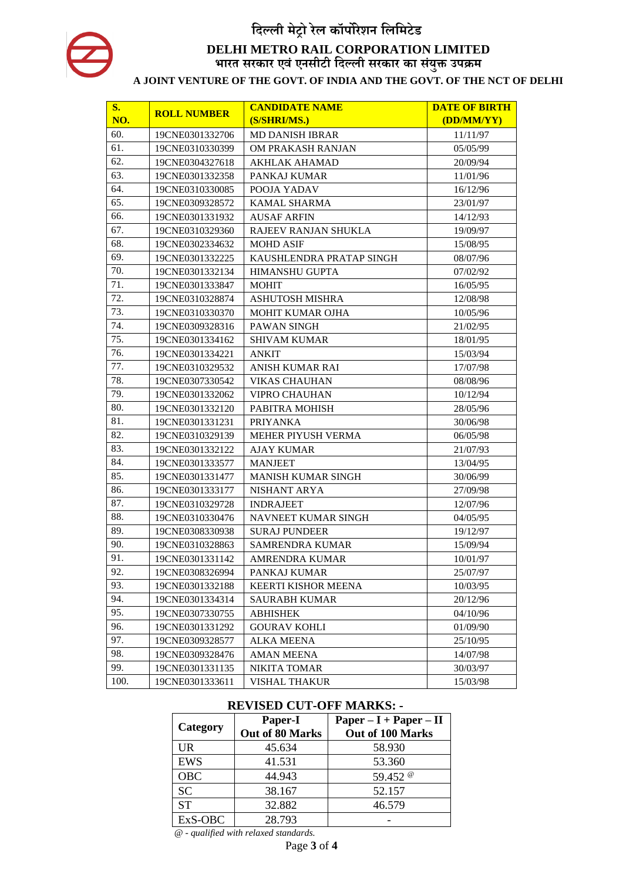# दिल्ली मेट्रो रेल कॉर्पोरेशन लिमिटेड

## DELHI METRO RAIL CORPORATION LIMITED

भारत सरकार एवं एनसीटी दिल्ली सरकार का संयुक्त उपक्रम

**A JOINT VENTURE OF THE GOVT. OF INDIA AND THE GOVT. OF THE NCT OF DELHI**

| S. NO. | ROLL NUMBER | CANDIDATE NAME (S/SHRI/MS.) | DATE OF BIRTH (DD/MM/YY) |
|---|---|---|---|
| 60. | 19CNE0301332706 | MD DANISH IBRAR | 11/11/97 |
| 61. | 19CNE0310330399 | OM PRAKASH RANJAN | 05/05/99 |
| 62. | 19CNE0304327618 | AKHLAK AHAMAD | 20/09/94 |
| 63. | 19CNE0301332358 | PANKAJ KUMAR | 11/01/96 |
| 64. | 19CNE0310330085 | POOJA YADAV | 16/12/96 |
| 65. | 19CNE0309328572 | KAMAL SHARMA | 23/01/97 |
| 66. | 19CNE0301331932 | AUSAF ARFIN | 14/12/93 |
| 67. | 19CNE0310329360 | RAJEEV RANJAN SHUKLA | 19/09/97 |
| 68. | 19CNE0302334632 | MOHD ASIF | 15/08/95 |
| 69. | 19CNE0301332225 | KAUSHLENDRA PRATAP SINGH | 08/07/96 |
| 70. | 19CNE0301332134 | HIMANSHU GUPTA | 07/02/92 |
| 71. | 19CNE0301333847 | MOHIT | 16/05/95 |
| 72. | 19CNE0310328874 | ASHUTOSH MISHRA | 12/08/98 |
| 73. | 19CNE0310330370 | MOHIT KUMAR OJHA | 10/05/96 |
| 74. | 19CNE0309328316 | PAWAN SINGH | 21/02/95 |
| 75. | 19CNE0301334162 | SHIVAM KUMAR | 18/01/95 |
| 76. | 19CNE0301334221 | ANKIT | 15/03/94 |
| 77. | 19CNE0310329532 | ANISH KUMAR RAI | 17/07/98 |
| 78. | 19CNE0307330542 | VIKAS CHAUHAN | 08/08/96 |
| 79. | 19CNE0301332062 | VIPRO CHAUHAN | 10/12/94 |
| 80. | 19CNE0301332120 | PABITRA MOHISH | 28/05/96 |
| 81. | 19CNE0301331231 | PRIYANKA | 30/06/98 |
| 82. | 19CNE0310329139 | MEHER PIYUSH VERMA | 06/05/98 |
| 83. | 19CNE0301332122 | AJAY KUMAR | 21/07/93 |
| 84. | 19CNE0301333577 | MANJEET | 13/04/95 |
| 85. | 19CNE0301331477 | MANISH KUMAR SINGH | 30/06/99 |
| 86. | 19CNE0301333177 | NISHANT ARYA | 27/09/98 |
| 87. | 19CNE0310329728 | INDRAJEET | 12/07/96 |
| 88. | 19CNE0310330476 | NAVNEET KUMAR SINGH | 04/05/95 |
| 89. | 19CNE0308330938 | SURAJ PUNDEER | 19/12/97 |
| 90. | 19CNE0310328863 | SAMRENDRA KUMAR | 15/09/94 |
| 91. | 19CNE0301331142 | AMRENDRA KUMAR | 10/01/97 |
| 92. | 19CNE0308326994 | PANKAJ KUMAR | 25/07/97 |
| 93. | 19CNE0301332188 | KEERTI KISHOR MEENA | 10/03/95 |
| 94. | 19CNE0301334314 | SAURABH KUMAR | 20/12/96 |
| 95. | 19CNE0307330755 | ABHISHEK | 04/10/96 |
| 96. | 19CNE0301331292 | GOURAV KOHLI | 01/09/90 |
| 97. | 19CNE0309328577 | ALKA MEENA | 25/10/95 |
| 98. | 19CNE0309328476 | AMAN MEENA | 14/07/98 |
| 99. | 19CNE0301331135 | NIKITA TOMAR | 30/03/97 |
| 100. | 19CNE0301333611 | VISHAL THAKUR | 15/03/98 |

### REVISED CUT-OFF MARKS: -

| Category | Paper-I Out of 80 Marks | Paper – I + Paper – II Out of 100 Marks |
|---|---|---|
| UR | 45.634 | 58.930 |
| EWS | 41.531 | 53.360 |
| OBC | 44.943 | 59.452 @ |
| SC | 38.167 | 52.157 |
| ST | 32.882 | 46.579 |
| ExS-OBC | 28.793 | - |

*@ - qualified with relaxed standards.*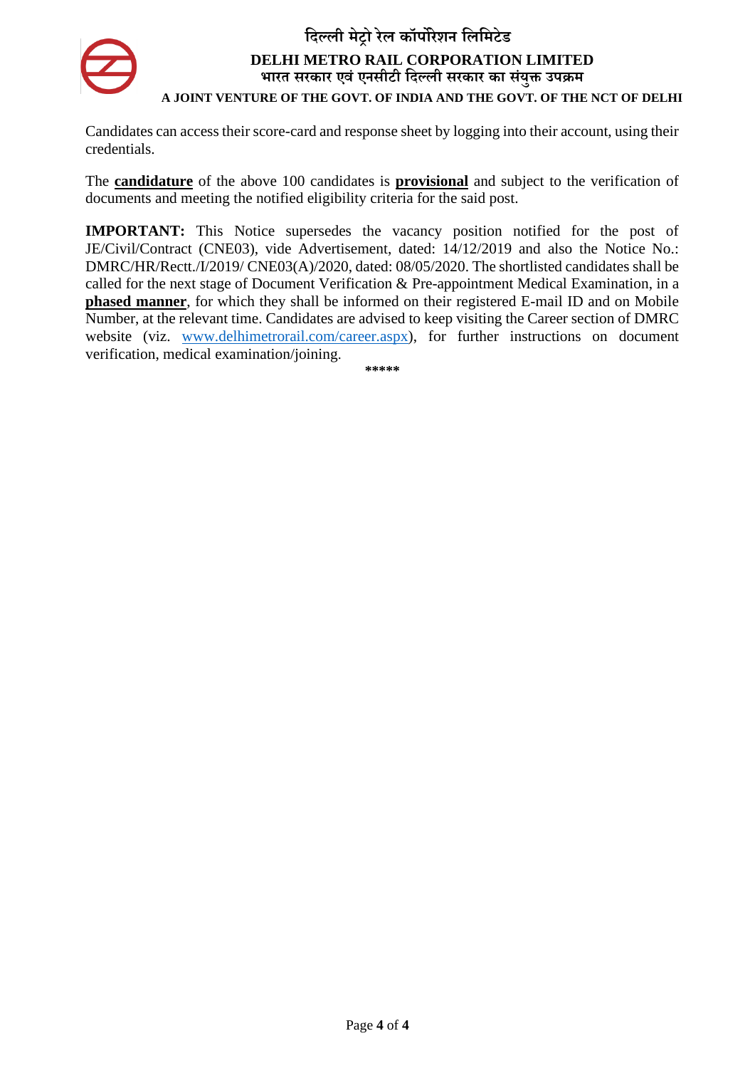दिल्ली मेट्रो रेल कॉर्पोरेशन लिमिटेड

**DELHI METRO RAIL CORPORATION LIMITED**

भारत सरकार एवं एनसीटी दिल्ली सरकार का संयुक्त उपक्रम

**A JOINT VENTURE OF THE GOVT. OF INDIA AND THE GOVT. OF THE NCT OF DELHI**

Candidates can access their score-card and response sheet by logging into their account, using their credentials.

The **candidature** of the above 100 candidates is **provisional** and subject to the verification of documents and meeting the notified eligibility criteria for the said post.

**IMPORTANT:** This Notice supersedes the vacancy position notified for the post of JE/Civil/Contract (CNE03), vide Advertisement, dated: 14/12/2019 and also the Notice No.: DMRC/HR/Rectt./I/2019/ CNE03(A)/2020, dated: 08/05/2020. The shortlisted candidates shall be called for the next stage of Document Verification & Pre-appointment Medical Examination, in a **phased manner**, for which they shall be informed on their registered E-mail ID and on Mobile Number, at the relevant time. Candidates are advised to keep visiting the Career section of DMRC website (viz. www.delhimetrorail.com/career.aspx), for further instructions on document verification, medical examination/joining.

*****